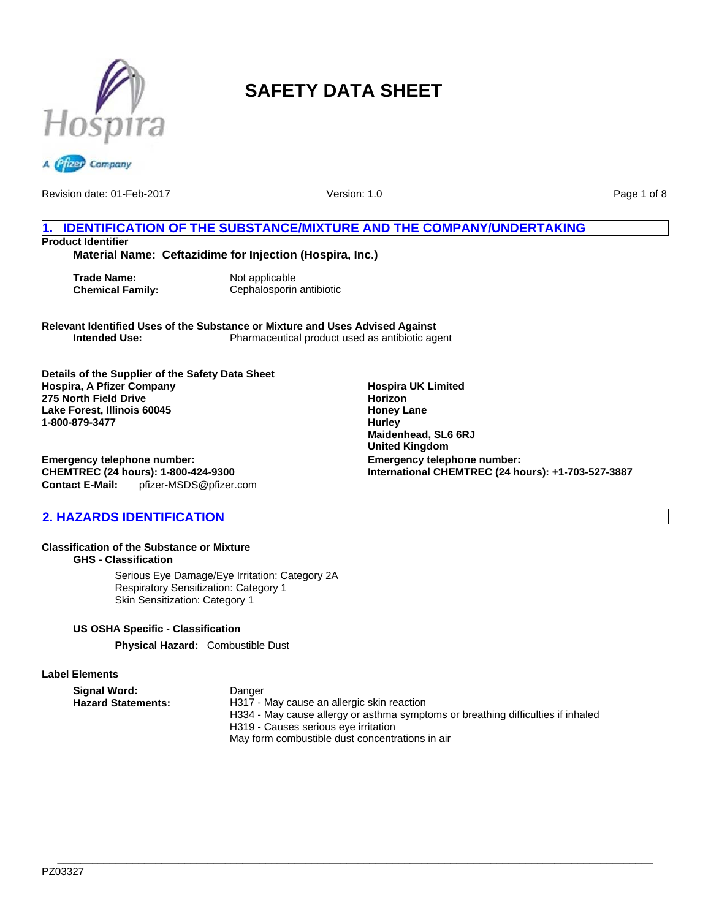# SAFETY DATA SHEET

Revision date: 01-Feb-2017 Version: 1.0

## 1. IDENTIFICATION OF THE SUBSTANCE/MIXTURE AND THE COMPANY/UNDERTAKING

**Product Identifier**

**Material Name: Ceftazidime for Injection (Hospira, Inc.)**

**Trade Name:** Not applicable
**Chemical Family:** Cephalosporin antibiotic

**Relevant Identified Uses of the Substance or Mixture and Uses Advised Against**
**Intended Use:** Pharmaceutical product used as antibiotic agent

**Details of the Supplier of the Safety Data Sheet**
**Hospira, A Pfizer Company**
**275 North Field Drive**
**Lake Forest, Illinois 60045**
**1-800-879-3477**

**Hospira UK Limited**
**Horizon**
**Honey Lane**
**Hurley**
**Maidenhead, SL6 6RJ**
**United Kingdom**

**Emergency telephone number:**
**CHEMTREC (24 hours): 1-800-424-9300**
**Contact E-Mail:** pfizer-MSDS@pfizer.com

**Emergency telephone number:**
**International CHEMTREC (24 hours): +1-703-527-3887**

## 2. HAZARDS IDENTIFICATION

**Classification of the Substance or Mixture**

**GHS - Classification**

Serious Eye Damage/Eye Irritation: Category 2A
Respiratory Sensitization: Category 1
Skin Sensitization: Category 1

**US OSHA Specific - Classification**

**Physical Hazard:** Combustible Dust

**Label Elements**

**Signal Word:** Danger
**Hazard Statements:** H317 - May cause an allergic skin reaction
H334 - May cause allergy or asthma symptoms or breathing difficulties if inhaled
H319 - Causes serious eye irritation
May form combustible dust concentrations in air

PZ03327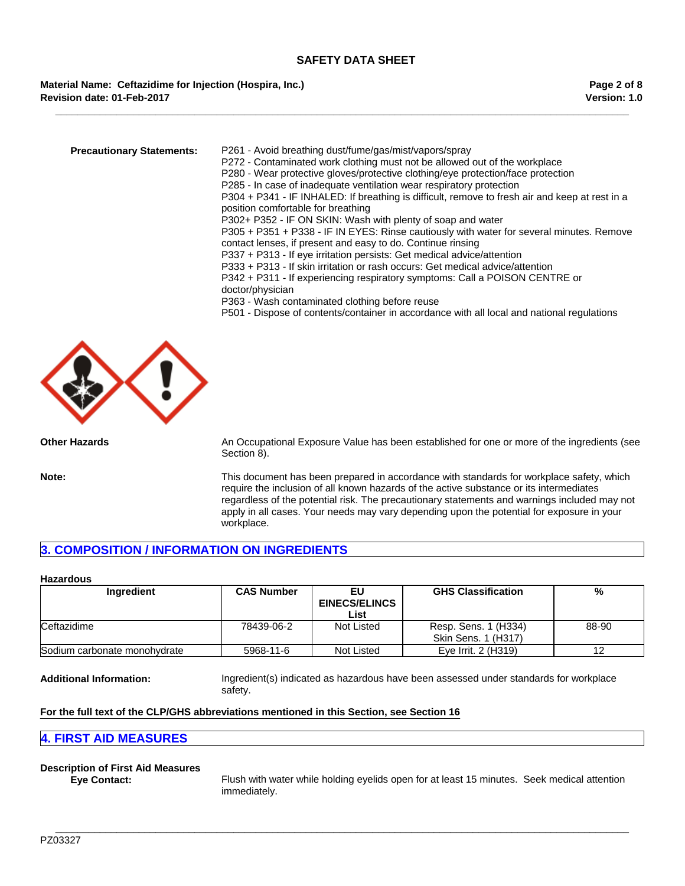**Precautionary Statements:**

P261 - Avoid breathing dust/fume/gas/mist/vapors/spray
P272 - Contaminated work clothing must not be allowed out of the workplace
P280 - Wear protective gloves/protective clothing/eye protection/face protection
P285 - In case of inadequate ventilation wear respiratory protection
P304 + P341 - IF INHALED: If breathing is difficult, remove to fresh air and keep at rest in a position comfortable for breathing
P302+ P352 - IF ON SKIN: Wash with plenty of soap and water
P305 + P351 + P338 - IF IN EYES: Rinse cautiously with water for several minutes. Remove contact lenses, if present and easy to do. Continue rinsing
P337 + P313 - If eye irritation persists: Get medical advice/attention
P333 + P313 - If skin irritation or rash occurs: Get medical advice/attention
P342 + P311 - If experiencing respiratory symptoms: Call a POISON CENTRE or doctor/physician
P363 - Wash contaminated clothing before reuse
P501 - Dispose of contents/container in accordance with all local and national regulations

**Other Hazards**

An Occupational Exposure Value has been established for one or more of the ingredients (see Section 8).

**Note:**

This document has been prepared in accordance with standards for workplace safety, which require the inclusion of all known hazards of the active substance or its intermediates regardless of the potential risk. The precautionary statements and warnings included may not apply in all cases. Your needs may vary depending upon the potential for exposure in your workplace.

## 3. COMPOSITION / INFORMATION ON INGREDIENTS

**Hazardous**

| Ingredient | CAS Number | EU EINECS/ELINCS List | GHS Classification | % |
|---|---|---|---|---|
| Ceftazidime | 78439-06-2 | Not Listed | Resp. Sens. 1 (H334) Skin Sens. 1 (H317) | 88-90 |
| Sodium carbonate monohydrate | 5968-11-6 | Not Listed | Eye Irrit. 2 (H319) | 12 |

**Additional Information:**

Ingredient(s) indicated as hazardous have been assessed under standards for workplace safety.

**For the full text of the CLP/GHS abbreviations mentioned in this Section, see Section 16**

## 4. FIRST AID MEASURES

**Description of First Aid Measures**

**Eye Contact:**

Flush with water while holding eyelids open for at least 15 minutes. Seek medical attention immediately.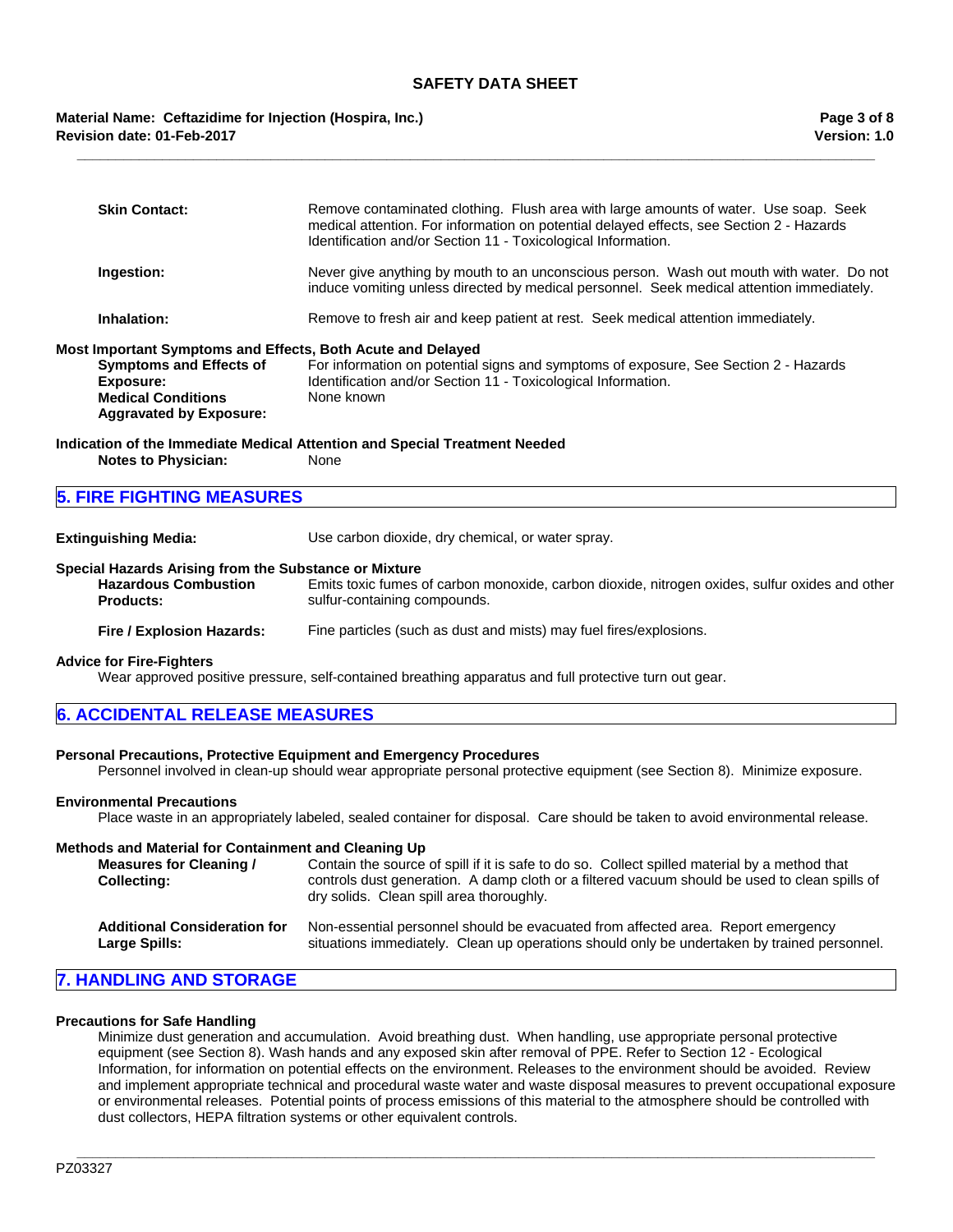**Skin Contact:** Remove contaminated clothing. Flush area with large amounts of water. Use soap. Seek medical attention. For information on potential delayed effects, see Section 2 - Hazards Identification and/or Section 11 - Toxicological Information.

**Ingestion:** Never give anything by mouth to an unconscious person. Wash out mouth with water. Do not induce vomiting unless directed by medical personnel. Seek medical attention immediately.

**Inhalation:** Remove to fresh air and keep patient at rest. Seek medical attention immediately.

**Most Important Symptoms and Effects, Both Acute and Delayed**

**Symptoms and Effects of Exposure:** For information on potential signs and symptoms of exposure, See Section 2 - Hazards Identification and/or Section 11 - Toxicological Information.

**Medical Conditions Aggravated by Exposure:** None known

**Indication of the Immediate Medical Attention and Special Treatment Needed**

**Notes to Physician:** None

## 5. FIRE FIGHTING MEASURES

**Extinguishing Media:** Use carbon dioxide, dry chemical, or water spray.

**Special Hazards Arising from the Substance or Mixture**

**Hazardous Combustion Products:** Emits toxic fumes of carbon monoxide, carbon dioxide, nitrogen oxides, sulfur oxides and other sulfur-containing compounds.

**Fire / Explosion Hazards:** Fine particles (such as dust and mists) may fuel fires/explosions.

**Advice for Fire-Fighters**

Wear approved positive pressure, self-contained breathing apparatus and full protective turn out gear.

## 6. ACCIDENTAL RELEASE MEASURES

**Personal Precautions, Protective Equipment and Emergency Procedures**

Personnel involved in clean-up should wear appropriate personal protective equipment (see Section 8). Minimize exposure.

**Environmental Precautions**

Place waste in an appropriately labeled, sealed container for disposal. Care should be taken to avoid environmental release.

**Methods and Material for Containment and Cleaning Up**

**Measures for Cleaning / Collecting:** Contain the source of spill if it is safe to do so. Collect spilled material by a method that controls dust generation. A damp cloth or a filtered vacuum should be used to clean spills of dry solids. Clean spill area thoroughly.

**Additional Consideration for Large Spills:** Non-essential personnel should be evacuated from affected area. Report emergency situations immediately. Clean up operations should only be undertaken by trained personnel.

## 7. HANDLING AND STORAGE

**Precautions for Safe Handling**

Minimize dust generation and accumulation. Avoid breathing dust. When handling, use appropriate personal protective equipment (see Section 8). Wash hands and any exposed skin after removal of PPE. Refer to Section 12 - Ecological Information, for information on potential effects on the environment. Releases to the environment should be avoided. Review and implement appropriate technical and procedural waste water and waste disposal measures to prevent occupational exposure or environmental releases. Potential points of process emissions of this material to the atmosphere should be controlled with dust collectors, HEPA filtration systems or other equivalent controls.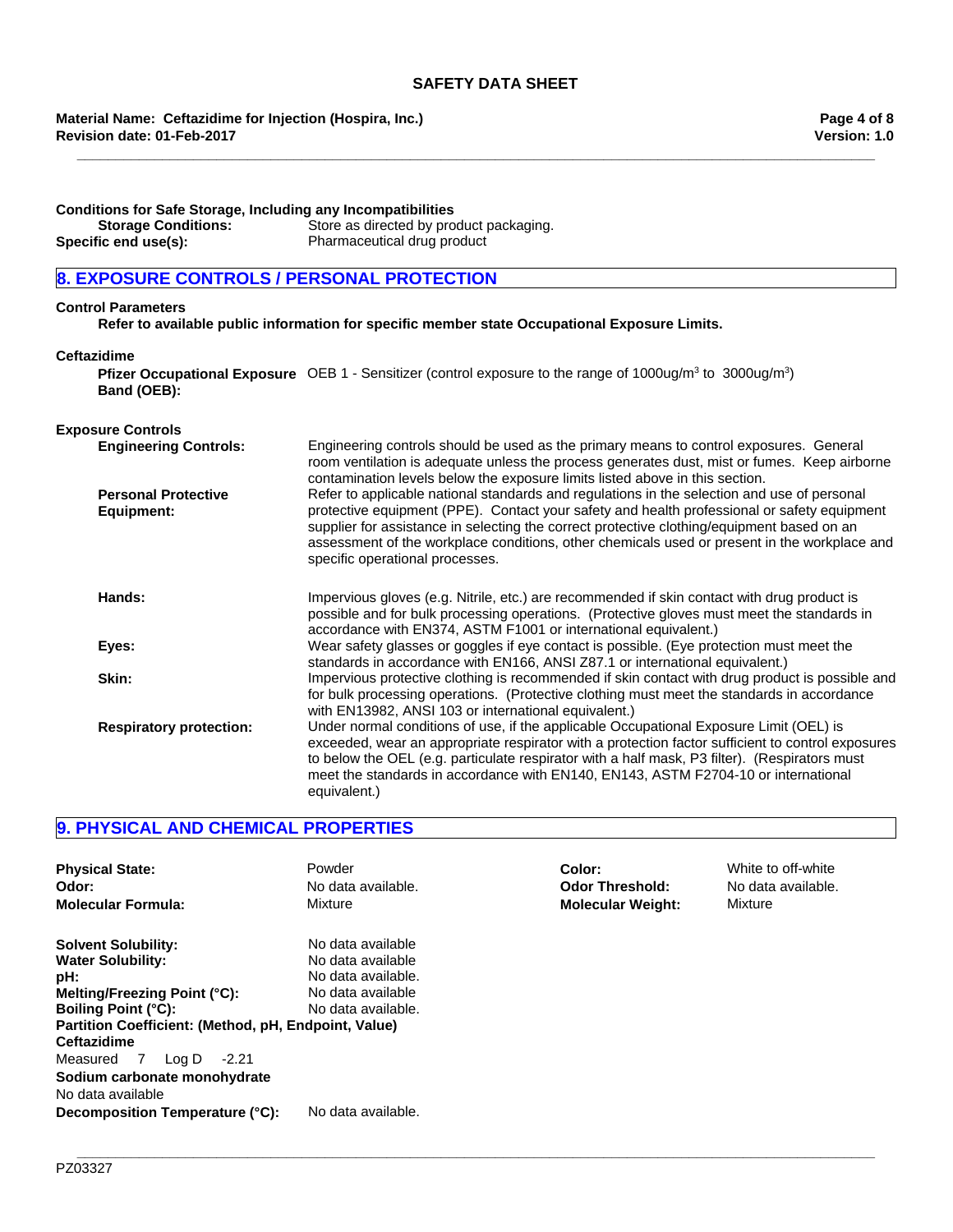**Conditions for Safe Storage, Including any Incompatibilities**

**Storage Conditions:** Store as directed by product packaging.

**Specific end use(s):** Pharmaceutical drug product

## 8. EXPOSURE CONTROLS / PERSONAL PROTECTION

**Control Parameters**

**Refer to available public information for specific member state Occupational Exposure Limits.**

**Ceftazidime**

**Pfizer Occupational Exposure Band (OEB):** OEB 1 - Sensitizer (control exposure to the range of 1000ug/m$^3$ to 3000ug/m$^3$)

**Exposure Controls**

**Engineering Controls:** Engineering controls should be used as the primary means to control exposures. General room ventilation is adequate unless the process generates dust, mist or fumes. Keep airborne contamination levels below the exposure limits listed above in this section.

**Personal Protective Equipment:** Refer to applicable national standards and regulations in the selection and use of personal protective equipment (PPE). Contact your safety and health professional or safety equipment supplier for assistance in selecting the correct protective clothing/equipment based on an assessment of the workplace conditions, other chemicals used or present in the workplace and specific operational processes.

**Hands:** Impervious gloves (e.g. Nitrile, etc.) are recommended if skin contact with drug product is possible and for bulk processing operations. (Protective gloves must meet the standards in accordance with EN374, ASTM F1001 or international equivalent.)

**Eyes:** Wear safety glasses or goggles if eye contact is possible. (Eye protection must meet the standards in accordance with EN166, ANSI Z87.1 or international equivalent.)

**Skin:** Impervious protective clothing is recommended if skin contact with drug product is possible and for bulk processing operations. (Protective clothing must meet the standards in accordance with EN13982, ANSI 103 or international equivalent.)

**Respiratory protection:** Under normal conditions of use, if the applicable Occupational Exposure Limit (OEL) is exceeded, wear an appropriate respirator with a protection factor sufficient to control exposures to below the OEL (e.g. particulate respirator with a half mask, P3 filter). (Respirators must meet the standards in accordance with EN140, EN143, ASTM F2704-10 or international equivalent.)

## 9. PHYSICAL AND CHEMICAL PROPERTIES

| | | | |
|---|---|---|---|
| **Physical State:** | Powder | **Color:** | White to off-white |
| **Odor:** | No data available. | **Odor Threshold:** | No data available. |
| **Molecular Formula:** | Mixture | **Molecular Weight:** | Mixture |

**Solvent Solubility:** No data available

**Water Solubility:** No data available

**pH:** No data available.

**Melting/Freezing Point (°C):** No data available

**Boiling Point (°C):** No data available.

**Partition Coefficient: (Method, pH, Endpoint, Value)**

**Ceftazidime**

Measured 7 Log D -2.21

**Sodium carbonate monohydrate**

No data available

**Decomposition Temperature (°C):** No data available.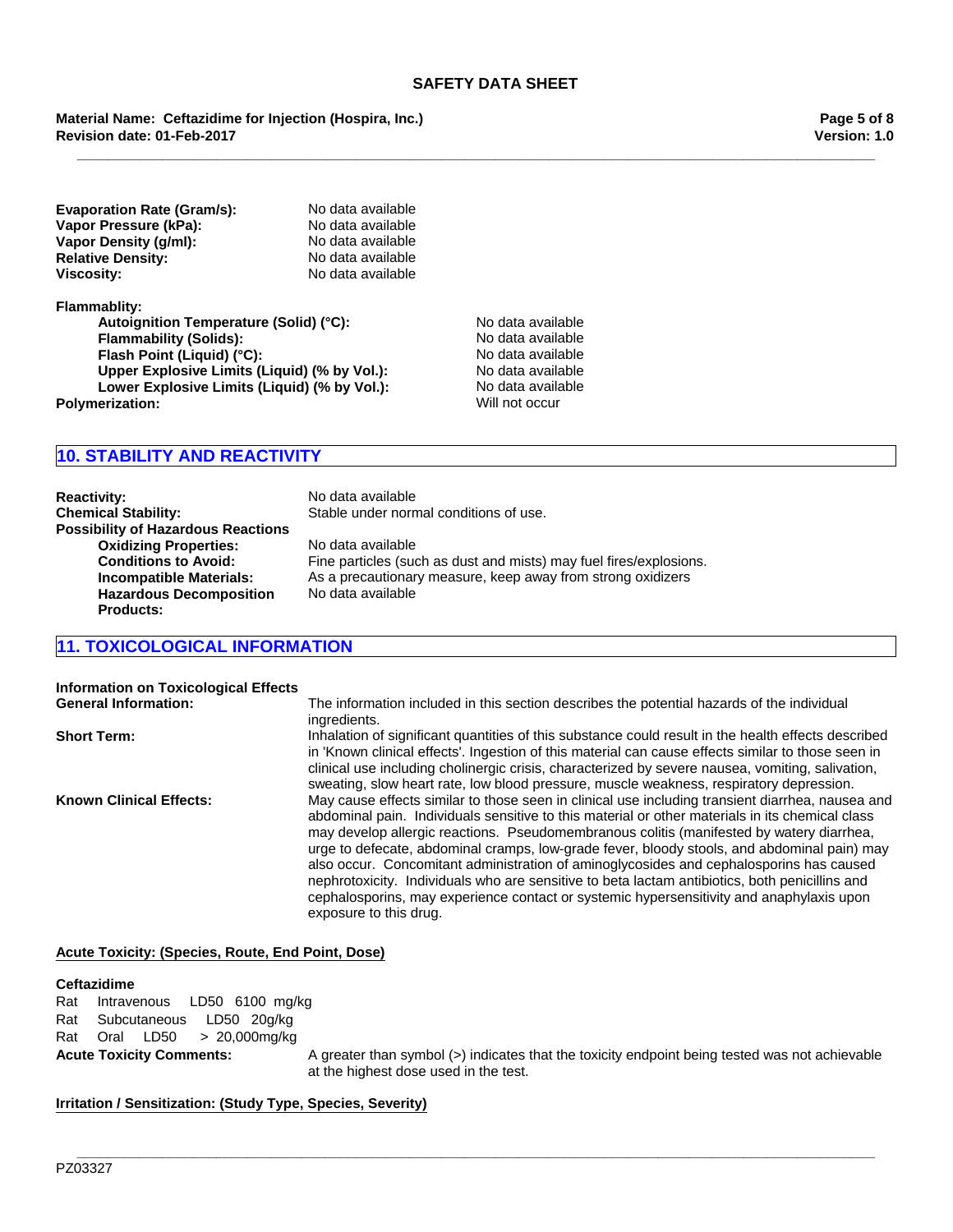| | |
|---|---|
| **Evaporation Rate (Gram/s):** | No data available |
| **Vapor Pressure (kPa):** | No data available |
| **Vapor Density (g/ml):** | No data available |
| **Relative Density:** | No data available |
| **Viscosity:** | No data available |

**Flammablity:**

| | |
|---|---|
| **Autoignition Temperature (Solid) (°C):** | No data available |
| **Flammability (Solids):** | No data available |
| **Flash Point (Liquid) (°C):** | No data available |
| **Upper Explosive Limits (Liquid) (% by Vol.):** | No data available |
| **Lower Explosive Limits (Liquid) (% by Vol.):** | No data available |

**Polymerization:** Will not occur

## 10. STABILITY AND REACTIVITY

| | |
|---|---|
| **Reactivity:** | No data available |
| **Chemical Stability:** | Stable under normal conditions of use. |

**Possibility of Hazardous Reactions**

| | |
|---|---|
| **Oxidizing Properties:** | No data available |
| **Conditions to Avoid:** | Fine particles (such as dust and mists) may fuel fires/explosions. |
| **Incompatible Materials:** | As a precautionary measure, keep away from strong oxidizers |
| **Hazardous Decomposition Products:** | No data available |

## 11. TOXICOLOGICAL INFORMATION

**Information on Toxicological Effects**

**General Information:** The information included in this section describes the potential hazards of the individual ingredients.

**Short Term:** Inhalation of significant quantities of this substance could result in the health effects described in 'Known clinical effects'. Ingestion of this material can cause effects similar to those seen in clinical use including cholinergic crisis, characterized by severe nausea, vomiting, salivation, sweating, slow heart rate, low blood pressure, muscle weakness, respiratory depression.

**Known Clinical Effects:** May cause effects similar to those seen in clinical use including transient diarrhea, nausea and abdominal pain. Individuals sensitive to this material or other materials in its chemical class may develop allergic reactions. Pseudomembranous colitis (manifested by watery diarrhea, urge to defecate, abdominal cramps, low-grade fever, bloody stools, and abdominal pain) may also occur. Concomitant administration of aminoglycosides and cephalosporins has caused nephrotoxicity. Individuals who are sensitive to beta lactam antibiotics, both penicillins and cephalosporins, may experience contact or systemic hypersensitivity and anaphylaxis upon exposure to this drug.

**Acute Toxicity: (Species, Route, End Point, Dose)**

**Ceftazidime**

Rat Intravenous LD50 6100 mg/kg
Rat Subcutaneous LD50 20g/kg
Rat Oral LD50 > 20,000mg/kg

**Acute Toxicity Comments:** A greater than symbol (>) indicates that the toxicity endpoint being tested was not achievable at the highest dose used in the test.

**Irritation / Sensitization: (Study Type, Species, Severity)**

PZ03327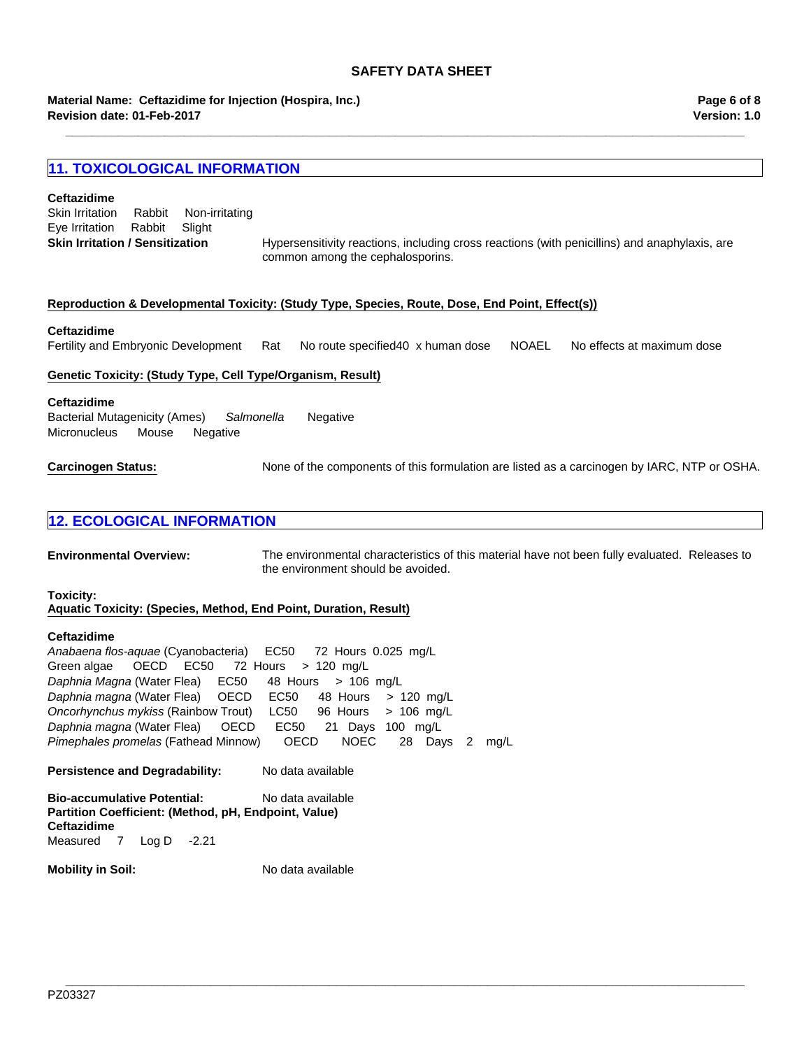## 11. TOXICOLOGICAL INFORMATION

**Ceftazidime**

Skin Irritation Rabbit Non-irritating
Eye Irritation Rabbit Slight

**Skin Irritation / Sensitization** Hypersensitivity reactions, including cross reactions (with penicillins) and anaphylaxis, are common among the cephalosporins.

**Reproduction & Developmental Toxicity: (Study Type, Species, Route, Dose, End Point, Effect(s))**

**Ceftazidime**

Fertility and Embryonic Development Rat No route specified40 x human dose NOAEL No effects at maximum dose

**Genetic Toxicity: (Study Type, Cell Type/Organism, Result)**

**Ceftazidime**

Bacterial Mutagenicity (Ames) *Salmonella* Negative
Micronucleus Mouse Negative

**Carcinogen Status:** None of the components of this formulation are listed as a carcinogen by IARC, NTP or OSHA.

## 12. ECOLOGICAL INFORMATION

**Environmental Overview:** The environmental characteristics of this material have not been fully evaluated. Releases to the environment should be avoided.

**Toxicity:**

**Aquatic Toxicity: (Species, Method, End Point, Duration, Result)**

**Ceftazidime**

*Anabaena flos-aquae* (Cyanobacteria) EC50 72 Hours 0.025 mg/L
Green algae OECD EC50 72 Hours > 120 mg/L
*Daphnia Magna* (Water Flea) EC50 48 Hours > 106 mg/L
*Daphnia magna* (Water Flea) OECD EC50 48 Hours > 120 mg/L
*Oncorhynchus mykiss* (Rainbow Trout) LC50 96 Hours > 106 mg/L
*Daphnia magna* (Water Flea) OECD EC50 21 Days 100 mg/L
*Pimephales promelas* (Fathead Minnow) OECD NOEC 28 Days 2 mg/L

**Persistence and Degradability:** No data available

**Bio-accumulative Potential:** No data available

**Partition Coefficient: (Method, pH, Endpoint, Value)**

**Ceftazidime**

Measured 7 Log D -2.21

**Mobility in Soil:** No data available

PZ03327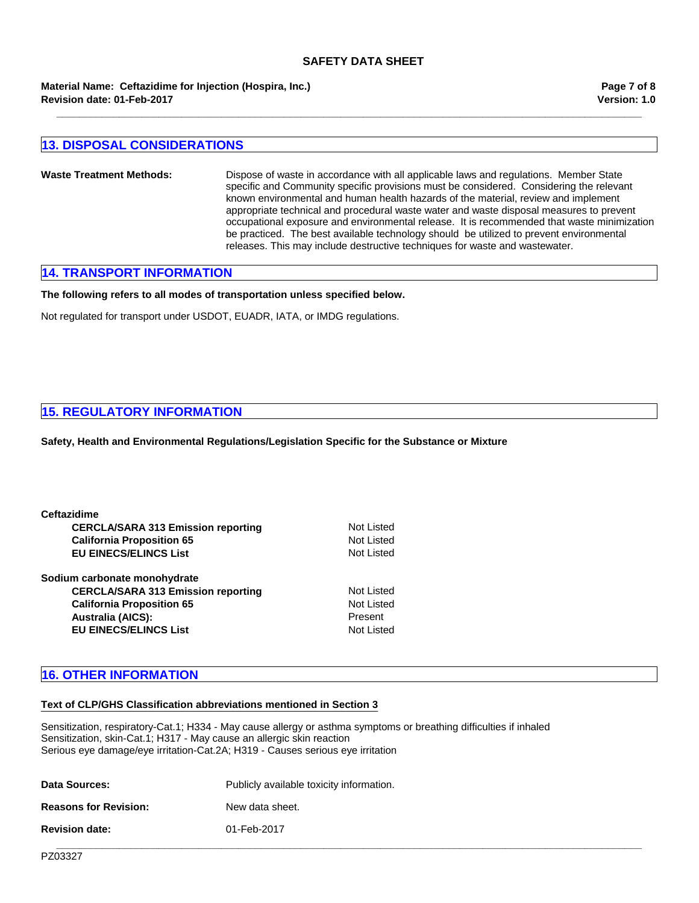## 13. DISPOSAL CONSIDERATIONS

**Waste Treatment Methods:** Dispose of waste in accordance with all applicable laws and regulations. Member State specific and Community specific provisions must be considered. Considering the relevant known environmental and human health hazards of the material, review and implement appropriate technical and procedural waste water and waste disposal measures to prevent occupational exposure and environmental release. It is recommended that waste minimization be practiced. The best available technology should be utilized to prevent environmental releases. This may include destructive techniques for waste and wastewater.

## 14. TRANSPORT INFORMATION

**The following refers to all modes of transportation unless specified below.**

Not regulated for transport under USDOT, EUADR, IATA, or IMDG regulations.

## 15. REGULATORY INFORMATION

**Safety, Health and Environmental Regulations/Legislation Specific for the Substance or Mixture**

**Ceftazidime**

| | |
|---|---|
| **CERCLA/SARA 313 Emission reporting** | Not Listed |
| **California Proposition 65** | Not Listed |
| **EU EINECS/ELINCS List** | Not Listed |

**Sodium carbonate monohydrate**

| | |
|---|---|
| **CERCLA/SARA 313 Emission reporting** | Not Listed |
| **California Proposition 65** | Not Listed |
| **Australia (AICS):** | Present |
| **EU EINECS/ELINCS List** | Not Listed |

## 16. OTHER INFORMATION

**Text of CLP/GHS Classification abbreviations mentioned in Section 3**

Sensitization, respiratory-Cat.1; H334 - May cause allergy or asthma symptoms or breathing difficulties if inhaled
Sensitization, skin-Cat.1; H317 - May cause an allergic skin reaction
Serious eye damage/eye irritation-Cat.2A; H319 - Causes serious eye irritation

**Data Sources:** Publicly available toxicity information.

**Reasons for Revision:** New data sheet.

**Revision date:** 01-Feb-2017

PZ03327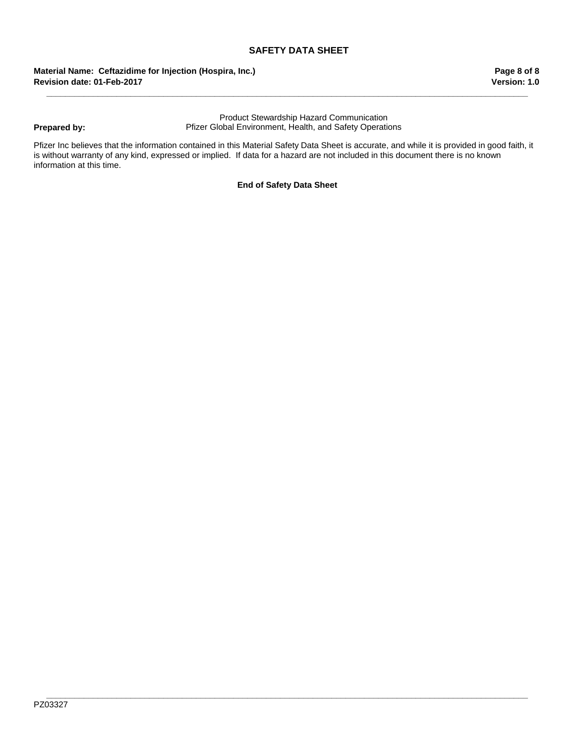**Prepared by:** Product Stewardship Hazard Communication
Pfizer Global Environment, Health, and Safety Operations

Pfizer Inc believes that the information contained in this Material Safety Data Sheet is accurate, and while it is provided in good faith, it is without warranty of any kind, expressed or implied. If data for a hazard are not included in this document there is no known information at this time.

**End of Safety Data Sheet**